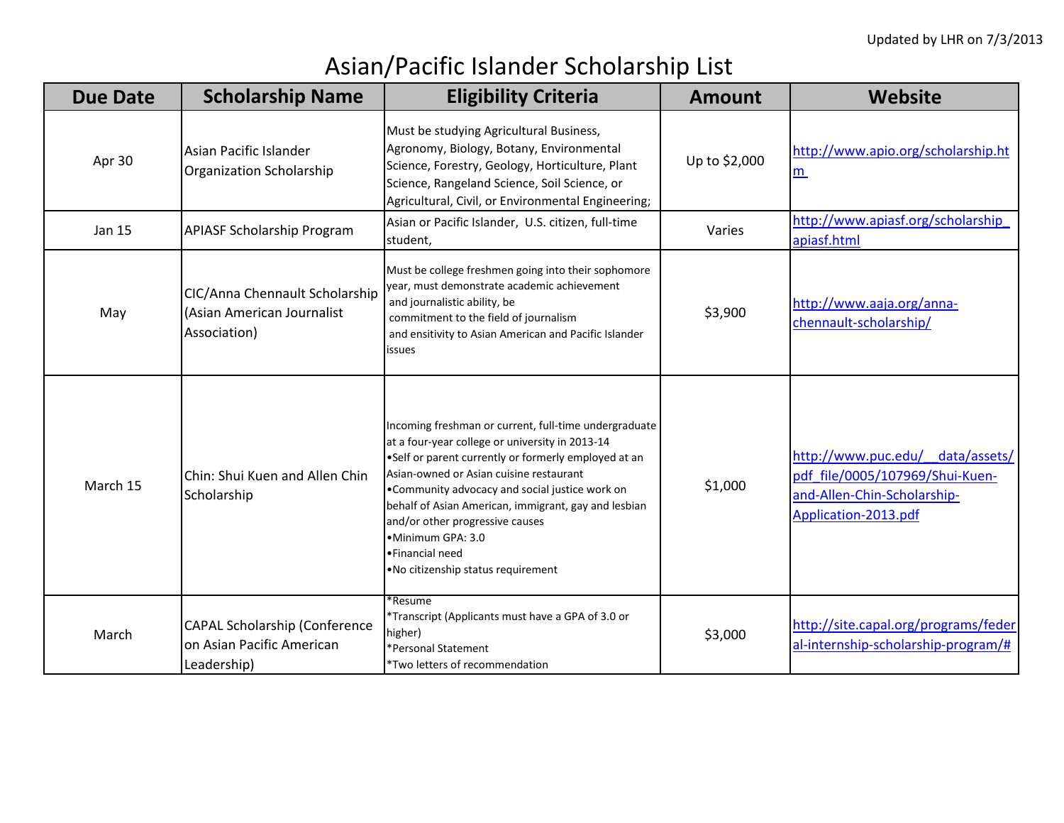Updated by LHR on 7/3/2013

# Asian/Pacific Islander Scholarship List

| Due Date | Scholarship Name | Eligibility Criteria | Amount | Website |
|---|---|---|---|---|
| Apr 30 | Asian Pacific Islander Organization Scholarship | Must be studying Agricultural Business, Agronomy, Biology, Botany, Environmental Science, Forestry, Geology, Horticulture, Plant Science, Rangeland Science, Soil Science, or Agricultural, Civil, or Environmental Engineering; | Up to $2,000 | http://www.apio.org/scholarship.htm |
| Jan 15 | APIASF Scholarship Program | Asian or Pacific Islander, U.S. citizen, full-time student, | Varies | http://www.apiasf.org/scholarship_apiasf.html |
| May | CIC/Anna Chennault Scholarship (Asian American Journalist Association) | Must be college freshmen going into their sophomore year, must demonstrate academic achievement and journalistic ability, be commitment to the field of journalism and ensitivity to Asian American and Pacific Islander issues | $3,900 | http://www.aaja.org/anna-chennault-scholarship/ |
| March 15 | Chin: Shui Kuen and Allen Chin Scholarship | Incoming freshman or current, full-time undergraduate at a four-year college or university in 2013-14<br>•Self or parent currently or formerly employed at an Asian-owned or Asian cuisine restaurant<br>•Community advocacy and social justice work on behalf of Asian American, immigrant, gay and lesbian and/or other progressive causes<br>•Minimum GPA: 3.0<br>•Financial need<br>•No citizenship status requirement | $1,000 | http://www.puc.edu/__data/assets/pdf_file/0005/107969/Shui-Kuen-and-Allen-Chin-Scholarship-Application-2013.pdf |
| March | CAPAL Scholarship (Conference on Asian Pacific American Leadership) | *Resume<br>*Transcript (Applicants must have a GPA of 3.0 or higher)<br>*Personal Statement<br>*Two letters of recommendation | $3,000 | http://site.capal.org/programs/federal-internship-scholarship-program/# |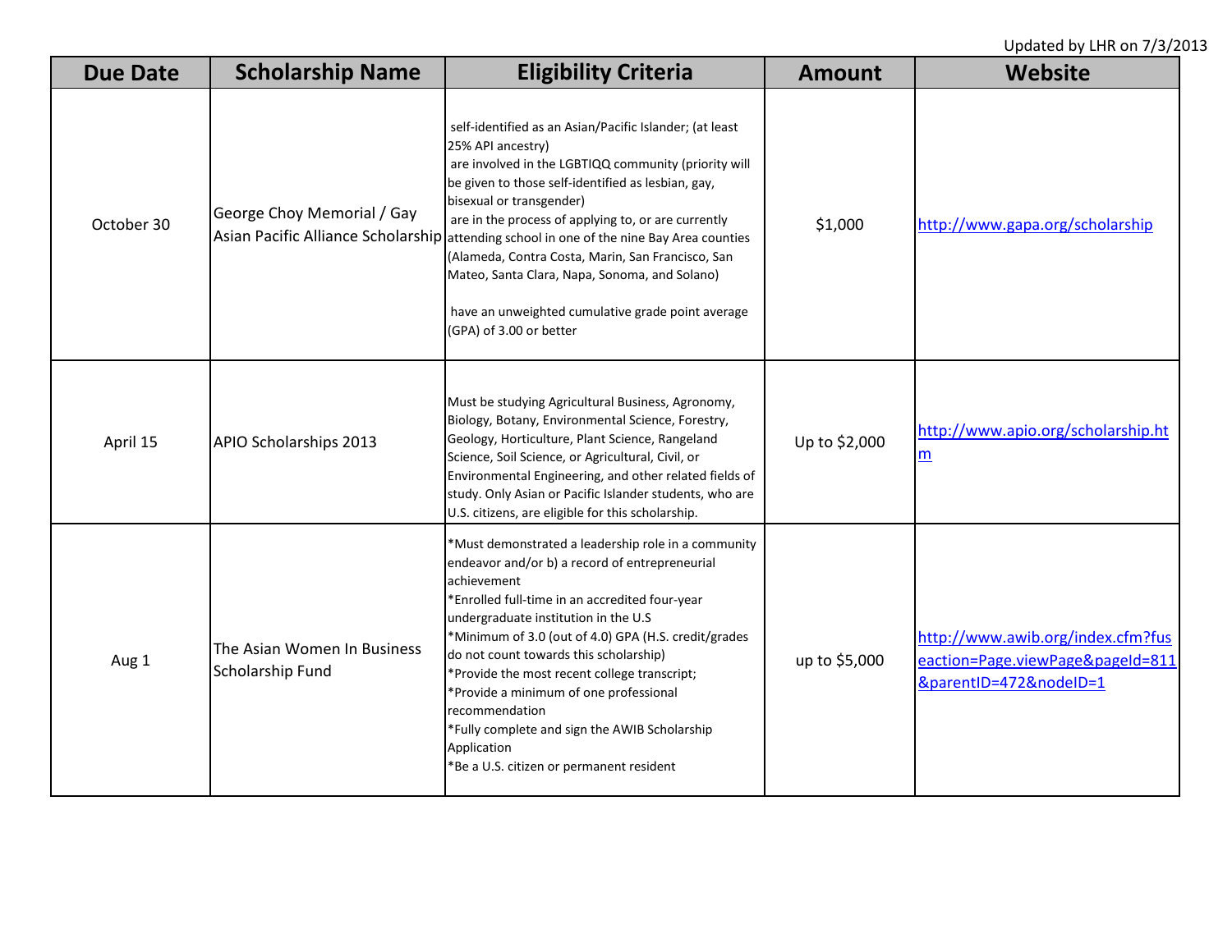Updated by LHR on 7/3/2013

| Due Date | Scholarship Name | Eligibility Criteria | Amount | Website |
|---|---|---|---|---|
| October 30 | George Choy Memorial / Gay Asian Pacific Alliance Scholarship | self-identified as an Asian/Pacific Islander; (at least 25% API ancestry) are involved in the LGBTIQQ community (priority will be given to those self-identified as lesbian, gay, bisexual or transgender) are in the process of applying to, or are currently attending school in one of the nine Bay Area counties (Alameda, Contra Costa, Marin, San Francisco, San Mateo, Santa Clara, Napa, Sonoma, and Solano) have an unweighted cumulative grade point average (GPA) of 3.00 or better | $1,000 | http://www.gapa.org/scholarship |
| April 15 | APIO Scholarships 2013 | Must be studying Agricultural Business, Agronomy, Biology, Botany, Environmental Science, Forestry, Geology, Horticulture, Plant Science, Rangeland Science, Soil Science, or Agricultural, Civil, or Environmental Engineering, and other related fields of study. Only Asian or Pacific Islander students, who are U.S. citizens, are eligible for this scholarship. | Up to $2,000 | http://www.apio.org/scholarship.htm |
| Aug 1 | The Asian Women In Business Scholarship Fund | *Must demonstrated a leadership role in a community endeavor and/or b) a record of entrepreneurial achievement<br>*Enrolled full-time in an accredited four-year undergraduate institution in the U.S<br>*Minimum of 3.0 (out of 4.0) GPA (H.S. credit/grades do not count towards this scholarship)<br>*Provide the most recent college transcript;<br>*Provide a minimum of one professional recommendation<br>*Fully complete and sign the AWIB Scholarship Application<br>*Be a U.S. citizen or permanent resident | up to $5,000 | http://www.awib.org/index.cfm?fuseaction=Page.viewPage&pageId=811&parentID=472&nodeID=1 |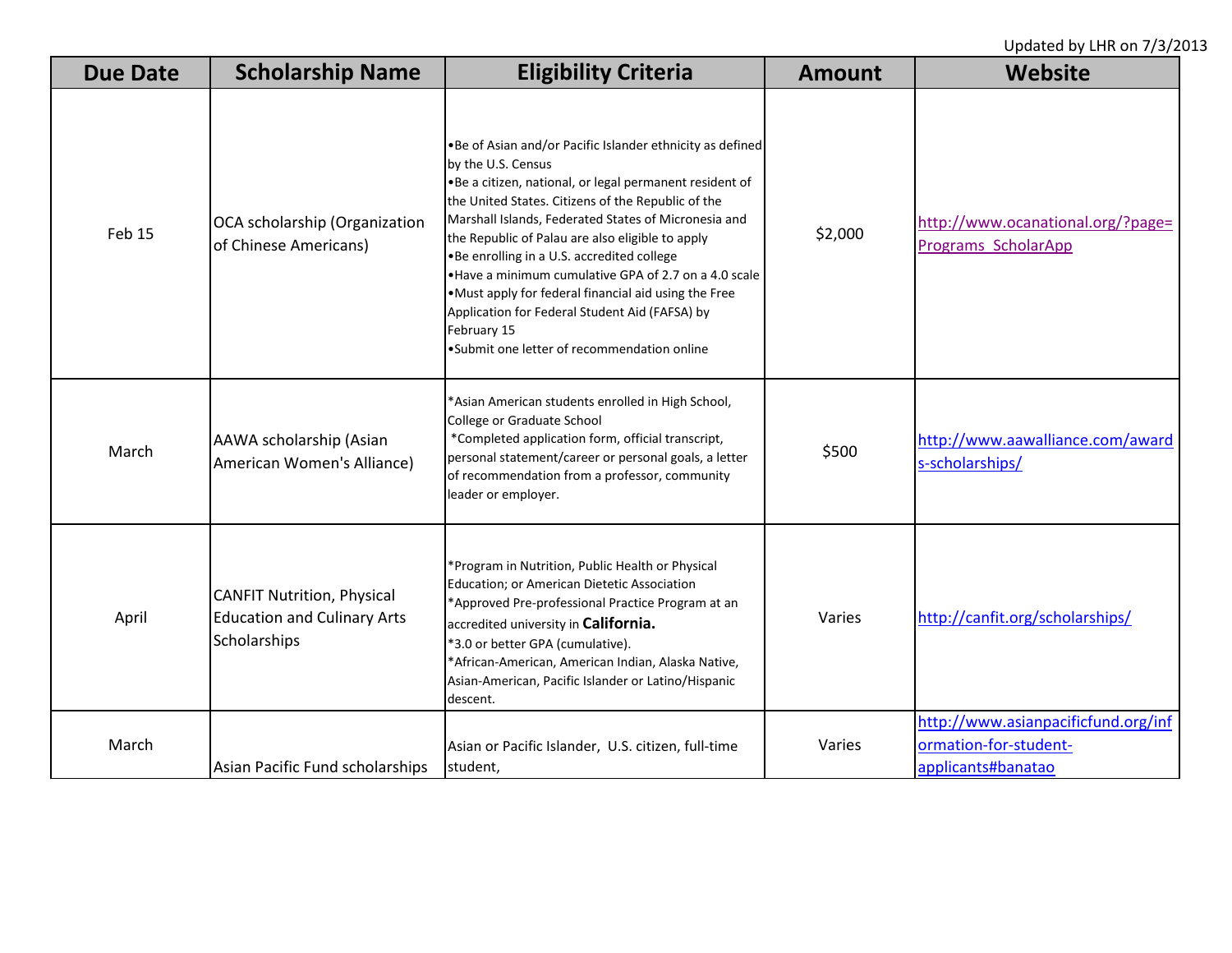Updated by LHR on 7/3/2013

| Due Date | Scholarship Name | Eligibility Criteria | Amount | Website |
|---|---|---|---|---|
| Feb 15 | OCA scholarship (Organization of Chinese Americans) | •Be of Asian and/or Pacific Islander ethnicity as defined by the U.S. Census<br>•Be a citizen, national, or legal permanent resident of the United States. Citizens of the Republic of the Marshall Islands, Federated States of Micronesia and the Republic of Palau are also eligible to apply<br>•Be enrolling in a U.S. accredited college<br>•Have a minimum cumulative GPA of 2.7 on a 4.0 scale<br>•Must apply for federal financial aid using the Free Application for Federal Student Aid (FAFSA) by February 15<br>•Submit one letter of recommendation online | $2,000 | http://www.ocanational.org/?page=Programs_ScholarApp |
| March | AAWA scholarship (Asian American Women's Alliance) | *Asian American students enrolled in High School, College or Graduate School<br>*Completed application form, official transcript, personal statement/career or personal goals, a letter of recommendation from a professor, community leader or employer. | $500 | http://www.aawalliance.com/awards-scholarships/ |
| April | CANFIT Nutrition, Physical Education and Culinary Arts Scholarships | *Program in Nutrition, Public Health or Physical Education; or American Dietetic Association<br>*Approved Pre-professional Practice Program at an accredited university in **California.**<br>*3.0 or better GPA (cumulative).<br>*African-American, American Indian, Alaska Native, Asian-American, Pacific Islander or Latino/Hispanic descent. | Varies | http://canfit.org/scholarships/ |
| March | Asian Pacific Fund scholarships | Asian or Pacific Islander, U.S. citizen, full-time student, | Varies | http://www.asianpacificfund.org/information-for-student-applicants#banatao |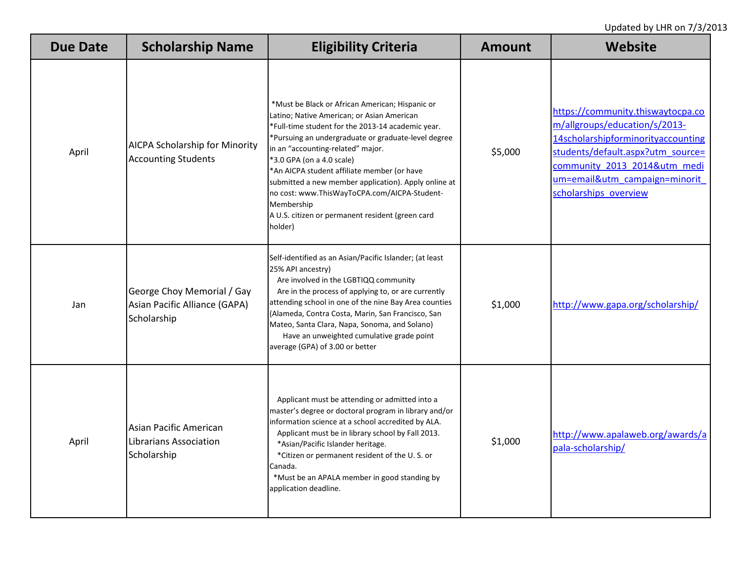Updated by LHR on 7/3/2013

| Due Date | Scholarship Name | Eligibility Criteria | Amount | Website |
|---|---|---|---|---|
| April | AICPA Scholarship for Minority Accounting Students | *Must be Black or African American; Hispanic or Latino; Native American; or Asian American<br>*Full-time student for the 2013-14 academic year.<br>*Pursuing an undergraduate or graduate-level degree in an "accounting-related" major.<br>*3.0 GPA (on a 4.0 scale)<br>*An AICPA student affiliate member (or have submitted a new member application). Apply online at no cost: www.ThisWayToCPA.com/AICPA-Student-Membership<br>A U.S. citizen or permanent resident (green card holder) | $5,000 | https://community.thiswaytocpa.com/allgroups/education/s/2013-14scholarshipforminorityaccountingstudents/default.aspx?utm_source=community_2013_2014&utm_medium=email&utm_campaign=minorit_scholarships_overview |
| Jan | George Choy Memorial / Gay Asian Pacific Alliance (GAPA) Scholarship | Self-identified as an Asian/Pacific Islander; (at least 25% API ancestry)<br>Are involved in the LGBTIQQ community<br>Are in the process of applying to, or are currently attending school in one of the nine Bay Area counties (Alameda, Contra Costa, Marin, San Francisco, San Mateo, Santa Clara, Napa, Sonoma, and Solano)<br>Have an unweighted cumulative grade point average (GPA) of 3.00 or better | $1,000 | http://www.gapa.org/scholarship/ |
| April | Asian Pacific American Librarians Association Scholarship | Applicant must be attending or admitted into a master's degree or doctoral program in library and/or information science at a school accredited by ALA.<br>Applicant must be in library school by Fall 2013.<br>*Asian/Pacific Islander heritage.<br>*Citizen or permanent resident of the U. S. or Canada.<br>*Must be an APALA member in good standing by application deadline. | $1,000 | http://www.apalaweb.org/awards/apala-scholarship/ |